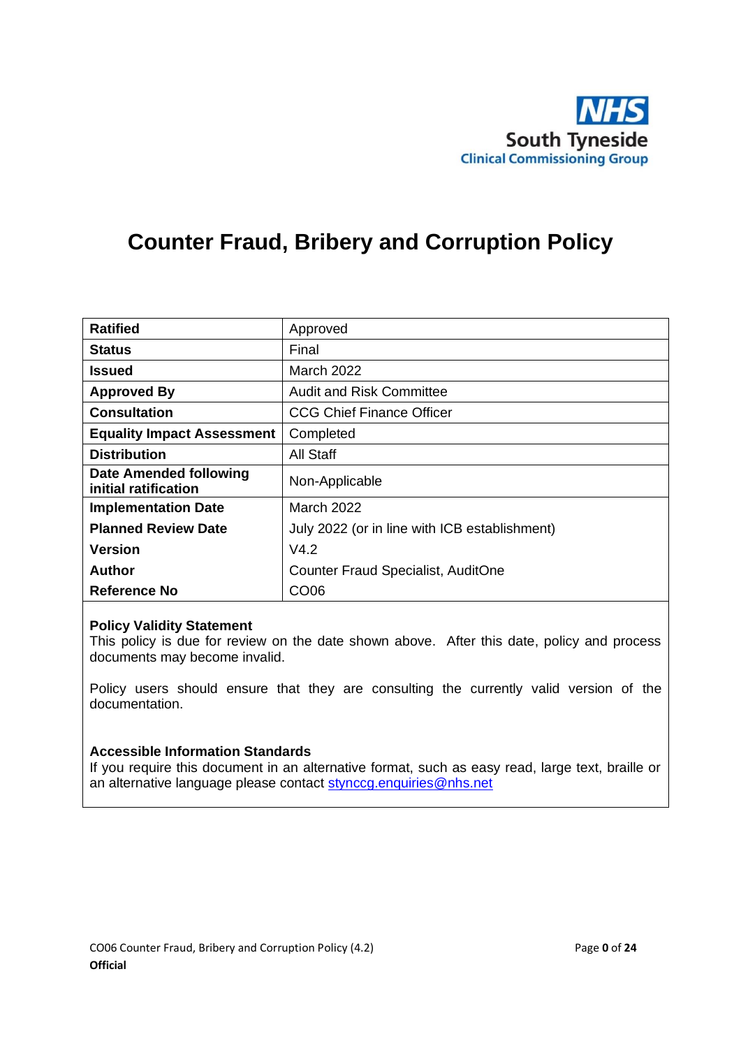NHS South Tyneside Clinical Commissioning Group

# Counter Fraud, Bribery and Corruption Policy

| **Ratified** | Approved |
|---|---|
| **Status** | Final |
| **Issued** | March 2022 |
| **Approved By** | Audit and Risk Committee |
| **Consultation** | CCG Chief Finance Officer |
| **Equality Impact Assessment** | Completed |
| **Distribution** | All Staff |
| **Date Amended following initial ratification** | Non-Applicable |
| **Implementation Date** | March 2022 |
| **Planned Review Date** | July 2022 (or in line with ICB establishment) |
| **Version** | V4.2 |
| **Author** | Counter Fraud Specialist, AuditOne |
| **Reference No** | CO06 |

**Policy Validity Statement**
This policy is due for review on the date shown above. After this date, policy and process documents may become invalid.

Policy users should ensure that they are consulting the currently valid version of the documentation.

**Accessible Information Standards**
If you require this document in an alternative format, such as easy read, large text, braille or an alternative language please contact stynccg.enquiries@nhs.net

**Official**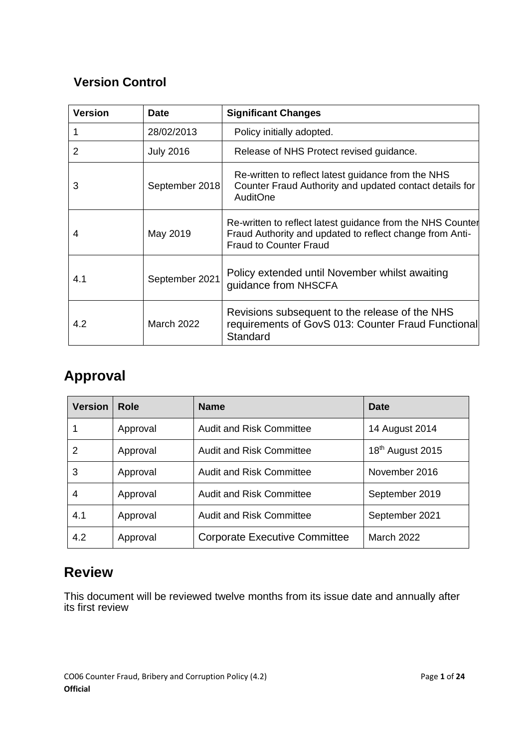## Version Control

| Version | Date | Significant Changes |
|---|---|---|
| 1 | 28/02/2013 | Policy initially adopted. |
| 2 | July 2016 | Release of NHS Protect revised guidance. |
| 3 | September 2018 | Re-written to reflect latest guidance from the NHS Counter Fraud Authority and updated contact details for AuditOne |
| 4 | May 2019 | Re-written to reflect latest guidance from the NHS Counter Fraud Authority and updated to reflect change from Anti-Fraud to Counter Fraud |
| 4.1 | September 2021 | Policy extended until November whilst awaiting guidance from NHSCFA |
| 4.2 | March 2022 | Revisions subsequent to the release of the NHS requirements of GovS 013: Counter Fraud Functional Standard |

# Approval

| Version | Role | Name | Date |
|---|---|---|---|
| 1 | Approval | Audit and Risk Committee | 14 August 2014 |
| 2 | Approval | Audit and Risk Committee | 18th August 2015 |
| 3 | Approval | Audit and Risk Committee | November 2016 |
| 4 | Approval | Audit and Risk Committee | September 2019 |
| 4.1 | Approval | Audit and Risk Committee | September 2021 |
| 4.2 | Approval | Corporate Executive Committee | March 2022 |

# Review

This document will be reviewed twelve months from its issue date and annually after its first review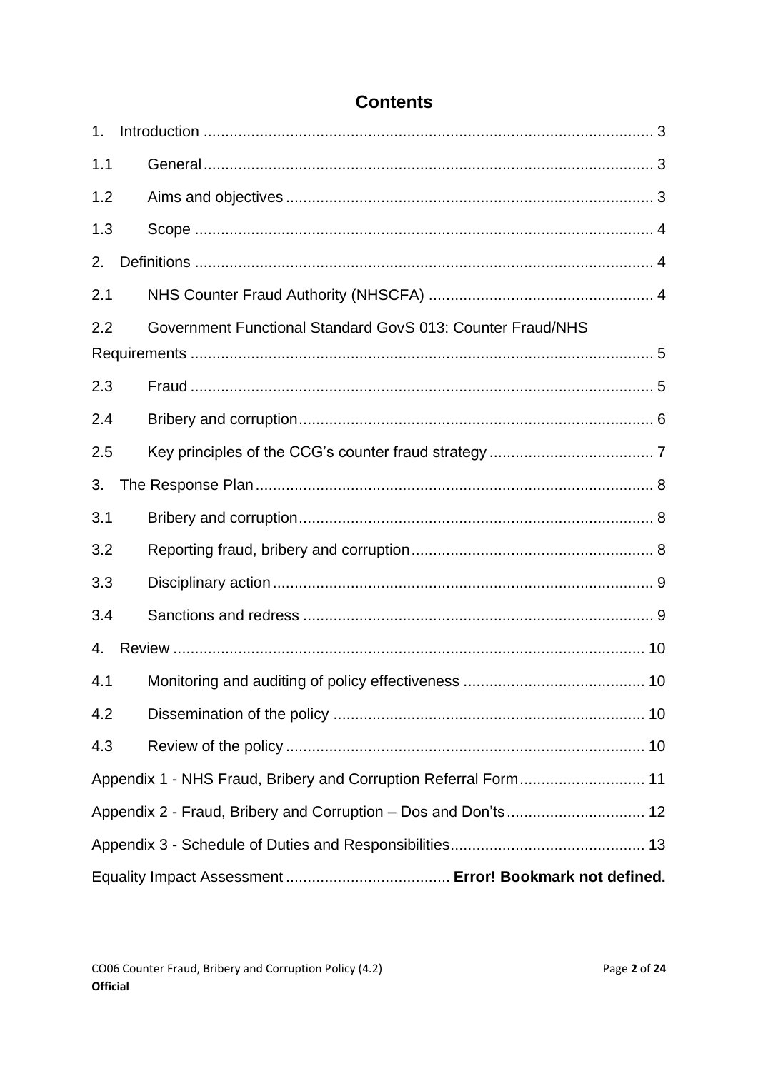# Contents

1. Introduction ........................................................................................................ 3

1.1 General ........................................................................................................ 3

1.2 Aims and objectives .................................................................................... 3

1.3 Scope .......................................................................................................... 4

2. Definitions .......................................................................................................... 4

2.1 NHS Counter Fraud Authority (NHSCFA) .................................................... 4

2.2 Government Functional Standard GovS 013: Counter Fraud/NHS Requirements ........................................................................................................... 5

2.3 Fraud ........................................................................................................... 5

2.4 Bribery and corruption .................................................................................. 6

2.5 Key principles of the CCG's counter fraud strategy ...................................... 7

3. The Response Plan ............................................................................................ 8

3.1 Bribery and corruption .................................................................................. 8

3.2 Reporting fraud, bribery and corruption ........................................................ 8

3.3 Disciplinary action ........................................................................................ 9

3.4 Sanctions and redress ................................................................................. 9

4. Review ............................................................................................................. 10

4.1 Monitoring and auditing of policy effectiveness .......................................... 10

4.2 Dissemination of the policy ........................................................................ 10

4.3 Review of the policy ................................................................................... 10

Appendix 1 - NHS Fraud, Bribery and Corruption Referral Form ............................. 11

Appendix 2 - Fraud, Bribery and Corruption – Dos and Don'ts ................................ 12

Appendix 3 - Schedule of Duties and Responsibilities ............................................. 13

Equality Impact Assessment ..................................... **Error! Bookmark not defined.**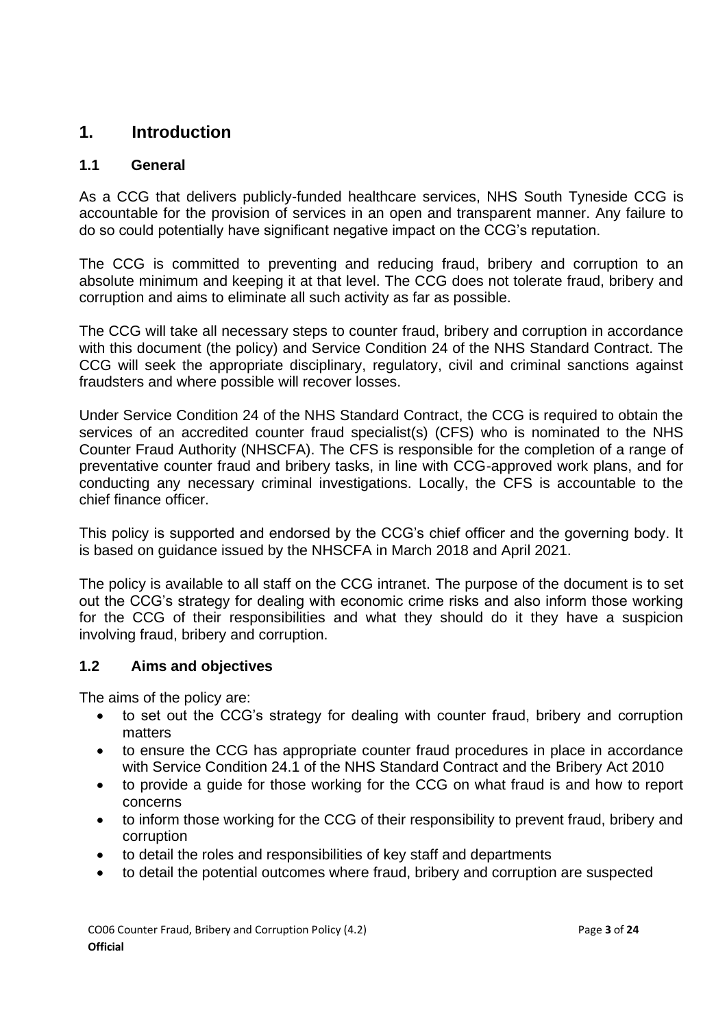# 1. Introduction

## 1.1 General

As a CCG that delivers publicly-funded healthcare services, NHS South Tyneside CCG is accountable for the provision of services in an open and transparent manner. Any failure to do so could potentially have significant negative impact on the CCG's reputation.

The CCG is committed to preventing and reducing fraud, bribery and corruption to an absolute minimum and keeping it at that level. The CCG does not tolerate fraud, bribery and corruption and aims to eliminate all such activity as far as possible.

The CCG will take all necessary steps to counter fraud, bribery and corruption in accordance with this document (the policy) and Service Condition 24 of the NHS Standard Contract. The CCG will seek the appropriate disciplinary, regulatory, civil and criminal sanctions against fraudsters and where possible will recover losses.

Under Service Condition 24 of the NHS Standard Contract, the CCG is required to obtain the services of an accredited counter fraud specialist(s) (CFS) who is nominated to the NHS Counter Fraud Authority (NHSCFA). The CFS is responsible for the completion of a range of preventative counter fraud and bribery tasks, in line with CCG-approved work plans, and for conducting any necessary criminal investigations. Locally, the CFS is accountable to the chief finance officer.

This policy is supported and endorsed by the CCG's chief officer and the governing body. It is based on guidance issued by the NHSCFA in March 2018 and April 2021.

The policy is available to all staff on the CCG intranet. The purpose of the document is to set out the CCG's strategy for dealing with economic crime risks and also inform those working for the CCG of their responsibilities and what they should do it they have a suspicion involving fraud, bribery and corruption.

## 1.2 Aims and objectives

The aims of the policy are:

- to set out the CCG's strategy for dealing with counter fraud, bribery and corruption matters
- to ensure the CCG has appropriate counter fraud procedures in place in accordance with Service Condition 24.1 of the NHS Standard Contract and the Bribery Act 2010
- to provide a guide for those working for the CCG on what fraud is and how to report concerns
- to inform those working for the CCG of their responsibility to prevent fraud, bribery and corruption
- to detail the roles and responsibilities of key staff and departments
- to detail the potential outcomes where fraud, bribery and corruption are suspected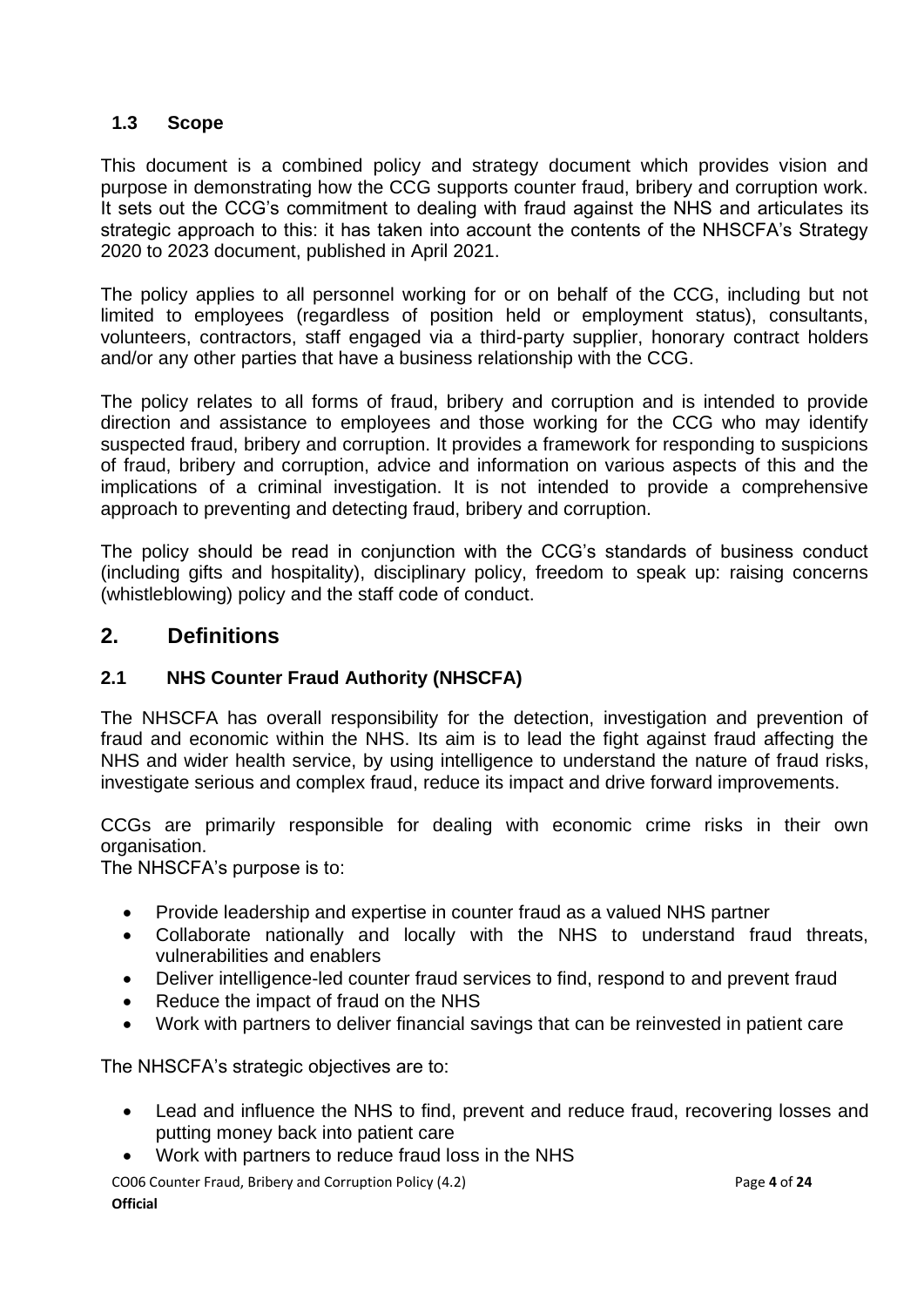### 1.3 Scope

This document is a combined policy and strategy document which provides vision and purpose in demonstrating how the CCG supports counter fraud, bribery and corruption work. It sets out the CCG's commitment to dealing with fraud against the NHS and articulates its strategic approach to this: it has taken into account the contents of the NHSCFA's Strategy 2020 to 2023 document, published in April 2021.

The policy applies to all personnel working for or on behalf of the CCG, including but not limited to employees (regardless of position held or employment status), consultants, volunteers, contractors, staff engaged via a third-party supplier, honorary contract holders and/or any other parties that have a business relationship with the CCG.

The policy relates to all forms of fraud, bribery and corruption and is intended to provide direction and assistance to employees and those working for the CCG who may identify suspected fraud, bribery and corruption. It provides a framework for responding to suspicions of fraud, bribery and corruption, advice and information on various aspects of this and the implications of a criminal investigation. It is not intended to provide a comprehensive approach to preventing and detecting fraud, bribery and corruption.

The policy should be read in conjunction with the CCG's standards of business conduct (including gifts and hospitality), disciplinary policy, freedom to speak up: raising concerns (whistleblowing) policy and the staff code of conduct.

## 2. Definitions

### 2.1 NHS Counter Fraud Authority (NHSCFA)

The NHSCFA has overall responsibility for the detection, investigation and prevention of fraud and economic within the NHS. Its aim is to lead the fight against fraud affecting the NHS and wider health service, by using intelligence to understand the nature of fraud risks, investigate serious and complex fraud, reduce its impact and drive forward improvements.

CCGs are primarily responsible for dealing with economic crime risks in their own organisation.
The NHSCFA's purpose is to:

- Provide leadership and expertise in counter fraud as a valued NHS partner
- Collaborate nationally and locally with the NHS to understand fraud threats, vulnerabilities and enablers
- Deliver intelligence-led counter fraud services to find, respond to and prevent fraud
- Reduce the impact of fraud on the NHS
- Work with partners to deliver financial savings that can be reinvested in patient care

The NHSCFA's strategic objectives are to:

- Lead and influence the NHS to find, prevent and reduce fraud, recovering losses and putting money back into patient care
- Work with partners to reduce fraud loss in the NHS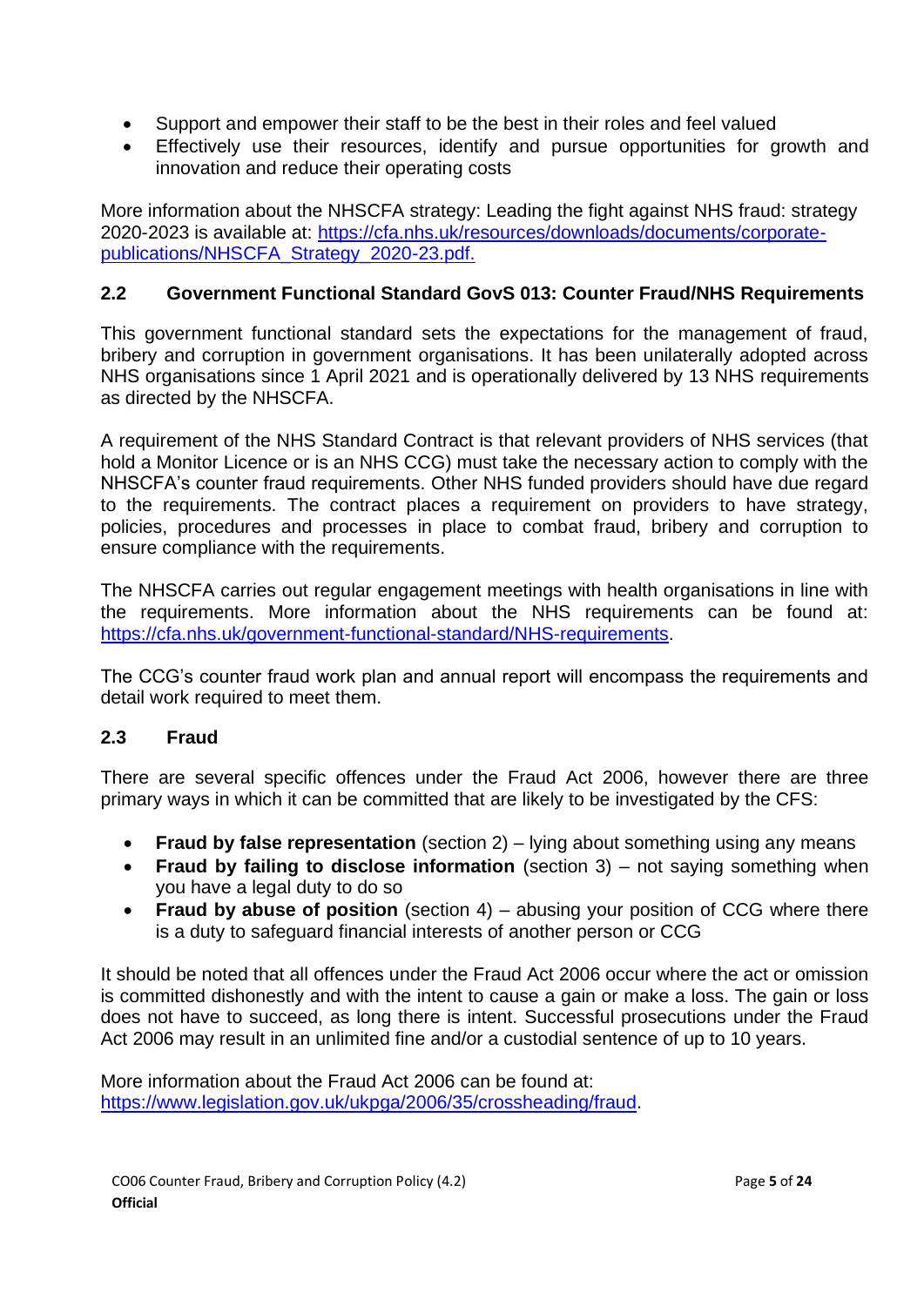- Support and empower their staff to be the best in their roles and feel valued
- Effectively use their resources, identify and pursue opportunities for growth and innovation and reduce their operating costs

More information about the NHSCFA strategy: Leading the fight against NHS fraud: strategy 2020-2023 is available at: https://cfa.nhs.uk/resources/downloads/documents/corporate-publications/NHSCFA_Strategy_2020-23.pdf.

### 2.2 Government Functional Standard GovS 013: Counter Fraud/NHS Requirements

This government functional standard sets the expectations for the management of fraud, bribery and corruption in government organisations. It has been unilaterally adopted across NHS organisations since 1 April 2021 and is operationally delivered by 13 NHS requirements as directed by the NHSCFA.

A requirement of the NHS Standard Contract is that relevant providers of NHS services (that hold a Monitor Licence or is an NHS CCG) must take the necessary action to comply with the NHSCFA's counter fraud requirements. Other NHS funded providers should have due regard to the requirements. The contract places a requirement on providers to have strategy, policies, procedures and processes in place to combat fraud, bribery and corruption to ensure compliance with the requirements.

The NHSCFA carries out regular engagement meetings with health organisations in line with the requirements. More information about the NHS requirements can be found at: https://cfa.nhs.uk/government-functional-standard/NHS-requirements.

The CCG's counter fraud work plan and annual report will encompass the requirements and detail work required to meet them.

### 2.3 Fraud

There are several specific offences under the Fraud Act 2006, however there are three primary ways in which it can be committed that are likely to be investigated by the CFS:

- **Fraud by false representation** (section 2) – lying about something using any means
- **Fraud by failing to disclose information** (section 3) – not saying something when you have a legal duty to do so
- **Fraud by abuse of position** (section 4) – abusing your position of CCG where there is a duty to safeguard financial interests of another person or CCG

It should be noted that all offences under the Fraud Act 2006 occur where the act or omission is committed dishonestly and with the intent to cause a gain or make a loss. The gain or loss does not have to succeed, as long there is intent. Successful prosecutions under the Fraud Act 2006 may result in an unlimited fine and/or a custodial sentence of up to 10 years.

More information about the Fraud Act 2006 can be found at:
https://www.legislation.gov.uk/ukpga/2006/35/crossheading/fraud.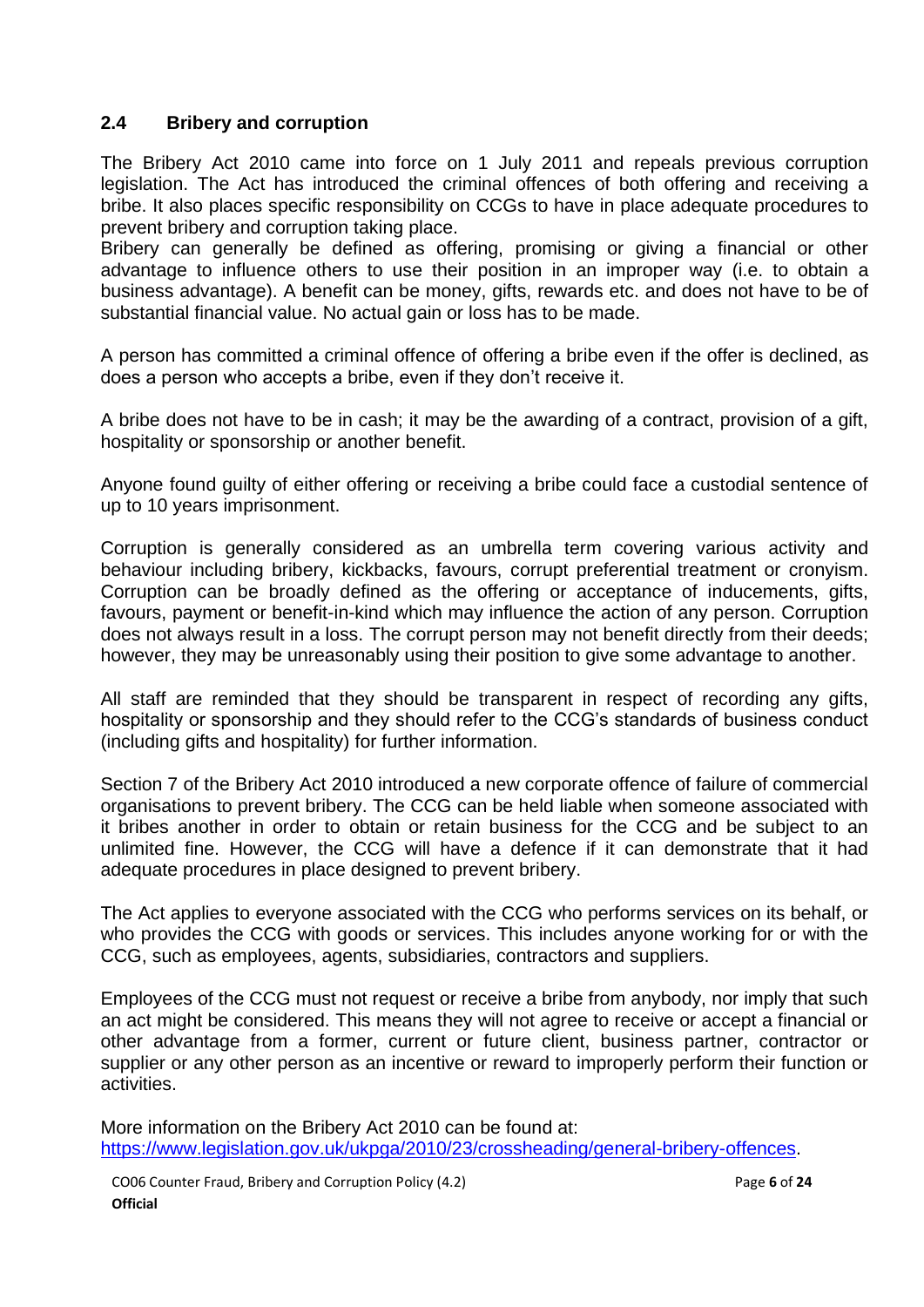### 2.4 Bribery and corruption

The Bribery Act 2010 came into force on 1 July 2011 and repeals previous corruption legislation. The Act has introduced the criminal offences of both offering and receiving a bribe. It also places specific responsibility on CCGs to have in place adequate procedures to prevent bribery and corruption taking place.
Bribery can generally be defined as offering, promising or giving a financial or other advantage to influence others to use their position in an improper way (i.e. to obtain a business advantage). A benefit can be money, gifts, rewards etc. and does not have to be of substantial financial value. No actual gain or loss has to be made.

A person has committed a criminal offence of offering a bribe even if the offer is declined, as does a person who accepts a bribe, even if they don't receive it.

A bribe does not have to be in cash; it may be the awarding of a contract, provision of a gift, hospitality or sponsorship or another benefit.

Anyone found guilty of either offering or receiving a bribe could face a custodial sentence of up to 10 years imprisonment.

Corruption is generally considered as an umbrella term covering various activity and behaviour including bribery, kickbacks, favours, corrupt preferential treatment or cronyism. Corruption can be broadly defined as the offering or acceptance of inducements, gifts, favours, payment or benefit-in-kind which may influence the action of any person. Corruption does not always result in a loss. The corrupt person may not benefit directly from their deeds; however, they may be unreasonably using their position to give some advantage to another.

All staff are reminded that they should be transparent in respect of recording any gifts, hospitality or sponsorship and they should refer to the CCG's standards of business conduct (including gifts and hospitality) for further information.

Section 7 of the Bribery Act 2010 introduced a new corporate offence of failure of commercial organisations to prevent bribery. The CCG can be held liable when someone associated with it bribes another in order to obtain or retain business for the CCG and be subject to an unlimited fine. However, the CCG will have a defence if it can demonstrate that it had adequate procedures in place designed to prevent bribery.

The Act applies to everyone associated with the CCG who performs services on its behalf, or who provides the CCG with goods or services. This includes anyone working for or with the CCG, such as employees, agents, subsidiaries, contractors and suppliers.

Employees of the CCG must not request or receive a bribe from anybody, nor imply that such an act might be considered. This means they will not agree to receive or accept a financial or other advantage from a former, current or future client, business partner, contractor or supplier or any other person as an incentive or reward to improperly perform their function or activities.

More information on the Bribery Act 2010 can be found at:
[https://www.legislation.gov.uk/ukpga/2010/23/crossheading/general-bribery-offences](https://www.legislation.gov.uk/ukpga/2010/23/crossheading/general-bribery-offences).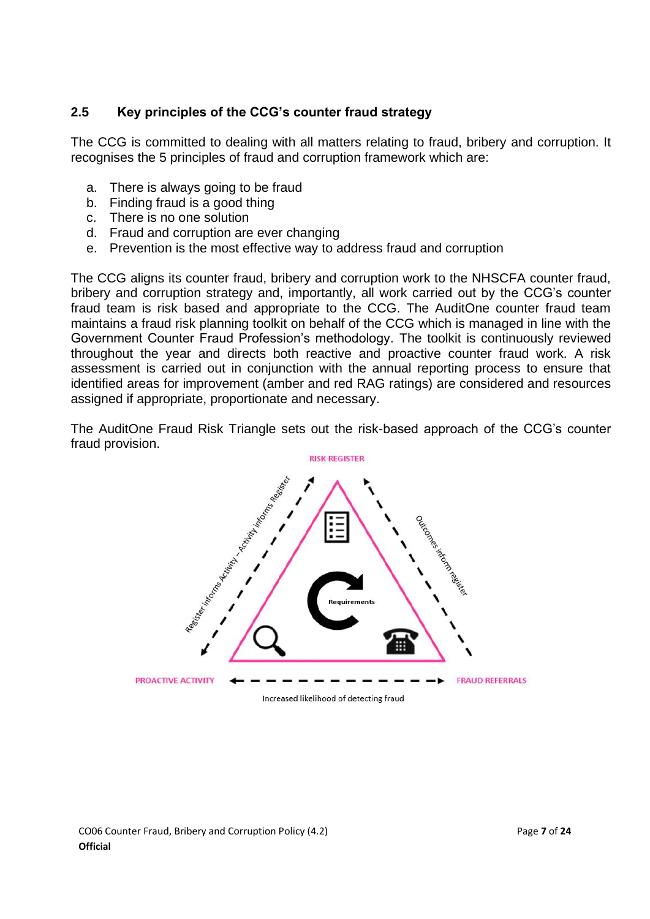### 2.5 Key principles of the CCG's counter fraud strategy

The CCG is committed to dealing with all matters relating to fraud, bribery and corruption. It recognises the 5 principles of fraud and corruption framework which are:

a. There is always going to be fraud
b. Finding fraud is a good thing
c. There is no one solution
d. Fraud and corruption are ever changing
e. Prevention is the most effective way to address fraud and corruption

The CCG aligns its counter fraud, bribery and corruption work to the NHSCFA counter fraud, bribery and corruption strategy and, importantly, all work carried out by the CCG's counter fraud team is risk based and appropriate to the CCG. The AuditOne counter fraud team maintains a fraud risk planning toolkit on behalf of the CCG which is managed in line with the Government Counter Fraud Profession's methodology. The toolkit is continuously reviewed throughout the year and directs both reactive and proactive counter fraud work. A risk assessment is carried out in conjunction with the annual reporting process to ensure that identified areas for improvement (amber and red RAG ratings) are considered and resources assigned if appropriate, proportionate and necessary.

The AuditOne Fraud Risk Triangle sets out the risk-based approach of the CCG's counter fraud provision.

RISK REGISTER

Register informs Activity – Activity informs Register

Outcomes inform register

Requirements

PROACTIVE ACTIVITY ← → FRAUD REFERRALS

Increased likelihood of detecting fraud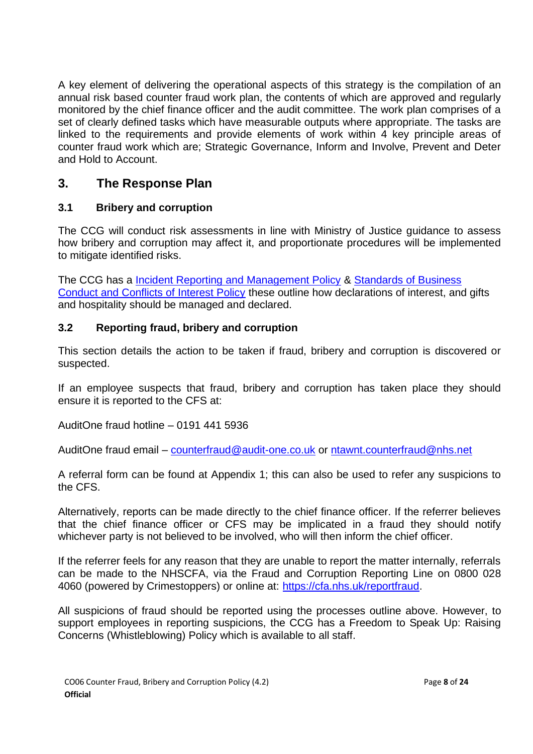A key element of delivering the operational aspects of this strategy is the compilation of an annual risk based counter fraud work plan, the contents of which are approved and regularly monitored by the chief finance officer and the audit committee. The work plan comprises of a set of clearly defined tasks which have measurable outputs where appropriate. The tasks are linked to the requirements and provide elements of work within 4 key principle areas of counter fraud work which are; Strategic Governance, Inform and Involve, Prevent and Deter and Hold to Account.

## 3. The Response Plan

### 3.1 Bribery and corruption

The CCG will conduct risk assessments in line with Ministry of Justice guidance to assess how bribery and corruption may affect it, and proportionate procedures will be implemented to mitigate identified risks.

The CCG has a [Incident Reporting and Management Policy] & [Standards of Business Conduct and Conflicts of Interest Policy] these outline how declarations of interest, and gifts and hospitality should be managed and declared.

### 3.2 Reporting fraud, bribery and corruption

This section details the action to be taken if fraud, bribery and corruption is discovered or suspected.

If an employee suspects that fraud, bribery and corruption has taken place they should ensure it is reported to the CFS at:

AuditOne fraud hotline – 0191 441 5936

AuditOne fraud email – counterfraud@audit-one.co.uk or ntawnt.counterfraud@nhs.net

A referral form can be found at Appendix 1; this can also be used to refer any suspicions to the CFS.

Alternatively, reports can be made directly to the chief finance officer. If the referrer believes that the chief finance officer or CFS may be implicated in a fraud they should notify whichever party is not believed to be involved, who will then inform the chief officer.

If the referrer feels for any reason that they are unable to report the matter internally, referrals can be made to the NHSCFA, via the Fraud and Corruption Reporting Line on 0800 028 4060 (powered by Crimestoppers) or online at: https://cfa.nhs.uk/reportfraud.

All suspicions of fraud should be reported using the processes outline above. However, to support employees in reporting suspicions, the CCG has a Freedom to Speak Up: Raising Concerns (Whistleblowing) Policy which is available to all staff.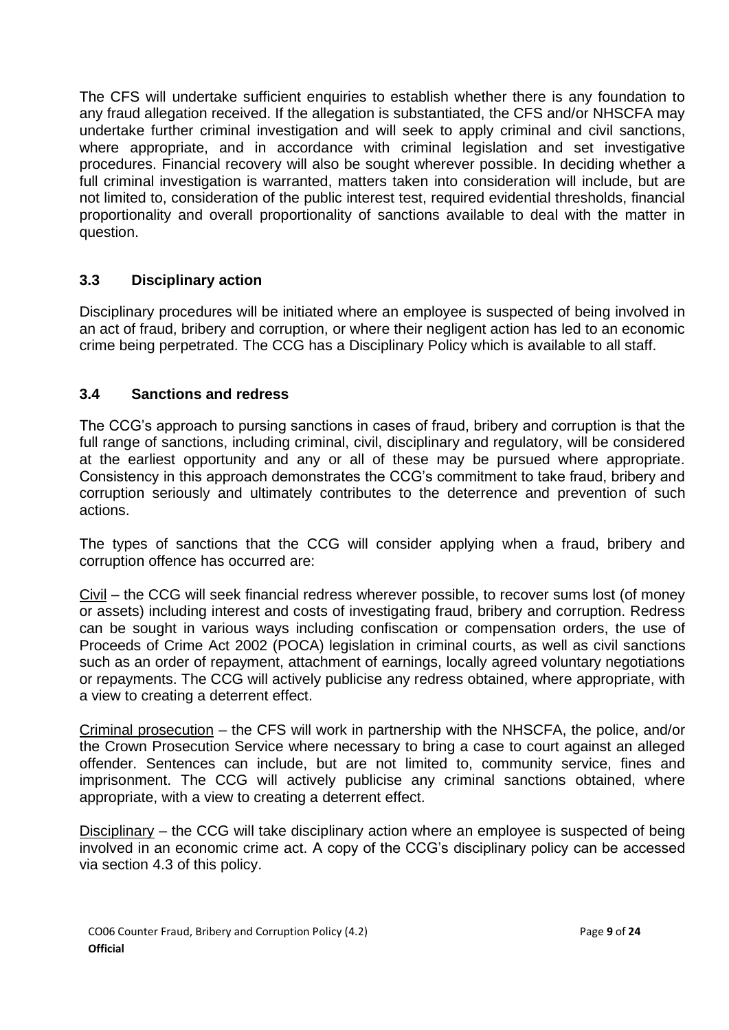The CFS will undertake sufficient enquiries to establish whether there is any foundation to any fraud allegation received. If the allegation is substantiated, the CFS and/or NHSCFA may undertake further criminal investigation and will seek to apply criminal and civil sanctions, where appropriate, and in accordance with criminal legislation and set investigative procedures. Financial recovery will also be sought wherever possible. In deciding whether a full criminal investigation is warranted, matters taken into consideration will include, but are not limited to, consideration of the public interest test, required evidential thresholds, financial proportionality and overall proportionality of sanctions available to deal with the matter in question.

### 3.3 Disciplinary action

Disciplinary procedures will be initiated where an employee is suspected of being involved in an act of fraud, bribery and corruption, or where their negligent action has led to an economic crime being perpetrated. The CCG has a Disciplinary Policy which is available to all staff.

### 3.4 Sanctions and redress

The CCG's approach to pursing sanctions in cases of fraud, bribery and corruption is that the full range of sanctions, including criminal, civil, disciplinary and regulatory, will be considered at the earliest opportunity and any or all of these may be pursued where appropriate. Consistency in this approach demonstrates the CCG's commitment to take fraud, bribery and corruption seriously and ultimately contributes to the deterrence and prevention of such actions.

The types of sanctions that the CCG will consider applying when a fraud, bribery and corruption offence has occurred are:

Civil – the CCG will seek financial redress wherever possible, to recover sums lost (of money or assets) including interest and costs of investigating fraud, bribery and corruption. Redress can be sought in various ways including confiscation or compensation orders, the use of Proceeds of Crime Act 2002 (POCA) legislation in criminal courts, as well as civil sanctions such as an order of repayment, attachment of earnings, locally agreed voluntary negotiations or repayments. The CCG will actively publicise any redress obtained, where appropriate, with a view to creating a deterrent effect.

Criminal prosecution – the CFS will work in partnership with the NHSCFA, the police, and/or the Crown Prosecution Service where necessary to bring a case to court against an alleged offender. Sentences can include, but are not limited to, community service, fines and imprisonment. The CCG will actively publicise any criminal sanctions obtained, where appropriate, with a view to creating a deterrent effect.

Disciplinary – the CCG will take disciplinary action where an employee is suspected of being involved in an economic crime act. A copy of the CCG's disciplinary policy can be accessed via section 4.3 of this policy.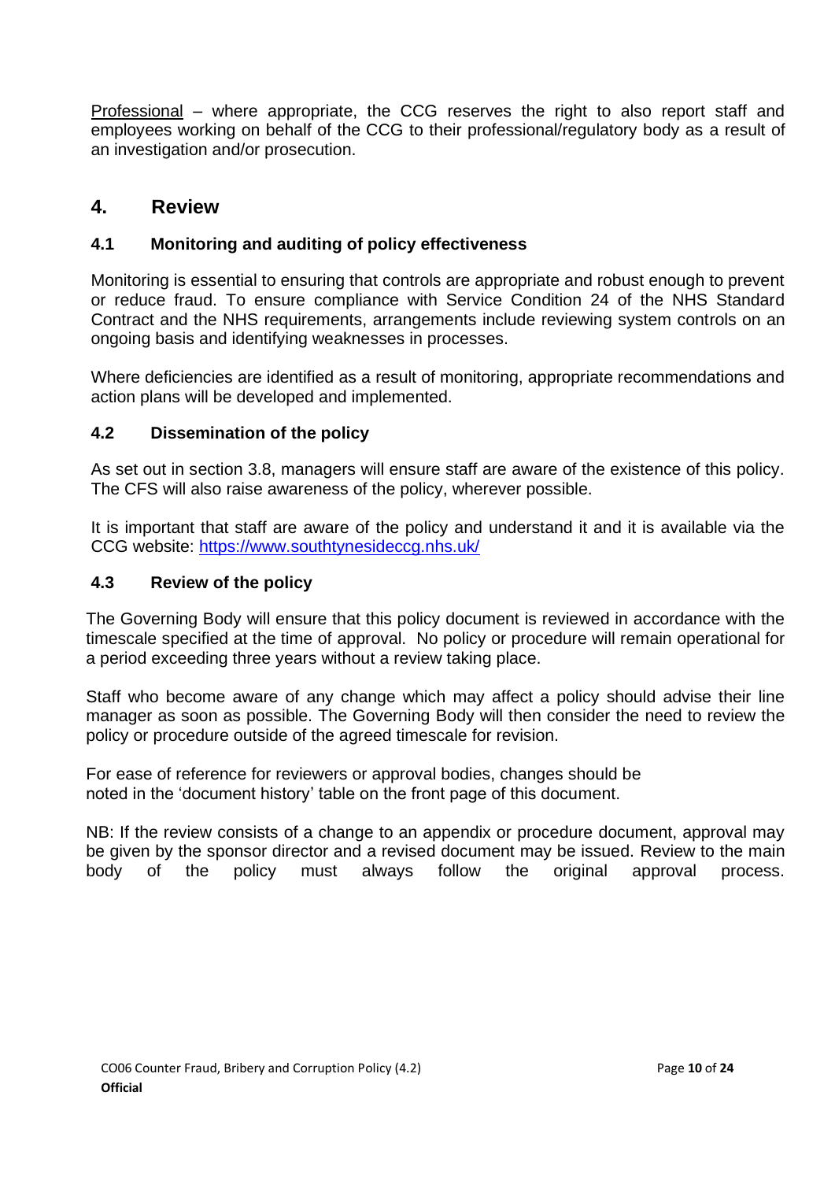Professional – where appropriate, the CCG reserves the right to also report staff and employees working on behalf of the CCG to their professional/regulatory body as a result of an investigation and/or prosecution.

## 4. Review

### 4.1 Monitoring and auditing of policy effectiveness

Monitoring is essential to ensuring that controls are appropriate and robust enough to prevent or reduce fraud. To ensure compliance with Service Condition 24 of the NHS Standard Contract and the NHS requirements, arrangements include reviewing system controls on an ongoing basis and identifying weaknesses in processes.

Where deficiencies are identified as a result of monitoring, appropriate recommendations and action plans will be developed and implemented.

### 4.2 Dissemination of the policy

As set out in section 3.8, managers will ensure staff are aware of the existence of this policy. The CFS will also raise awareness of the policy, wherever possible.

It is important that staff are aware of the policy and understand it and it is available via the CCG website: [https://www.southtynesideccg.nhs.uk/](https://www.southtynesideccg.nhs.uk/)

### 4.3 Review of the policy

The Governing Body will ensure that this policy document is reviewed in accordance with the timescale specified at the time of approval. No policy or procedure will remain operational for a period exceeding three years without a review taking place.

Staff who become aware of any change which may affect a policy should advise their line manager as soon as possible. The Governing Body will then consider the need to review the policy or procedure outside of the agreed timescale for revision.

For ease of reference for reviewers or approval bodies, changes should be noted in the 'document history' table on the front page of this document.

NB: If the review consists of a change to an appendix or procedure document, approval may be given by the sponsor director and a revised document may be issued. Review to the main body of the policy must always follow the original approval process.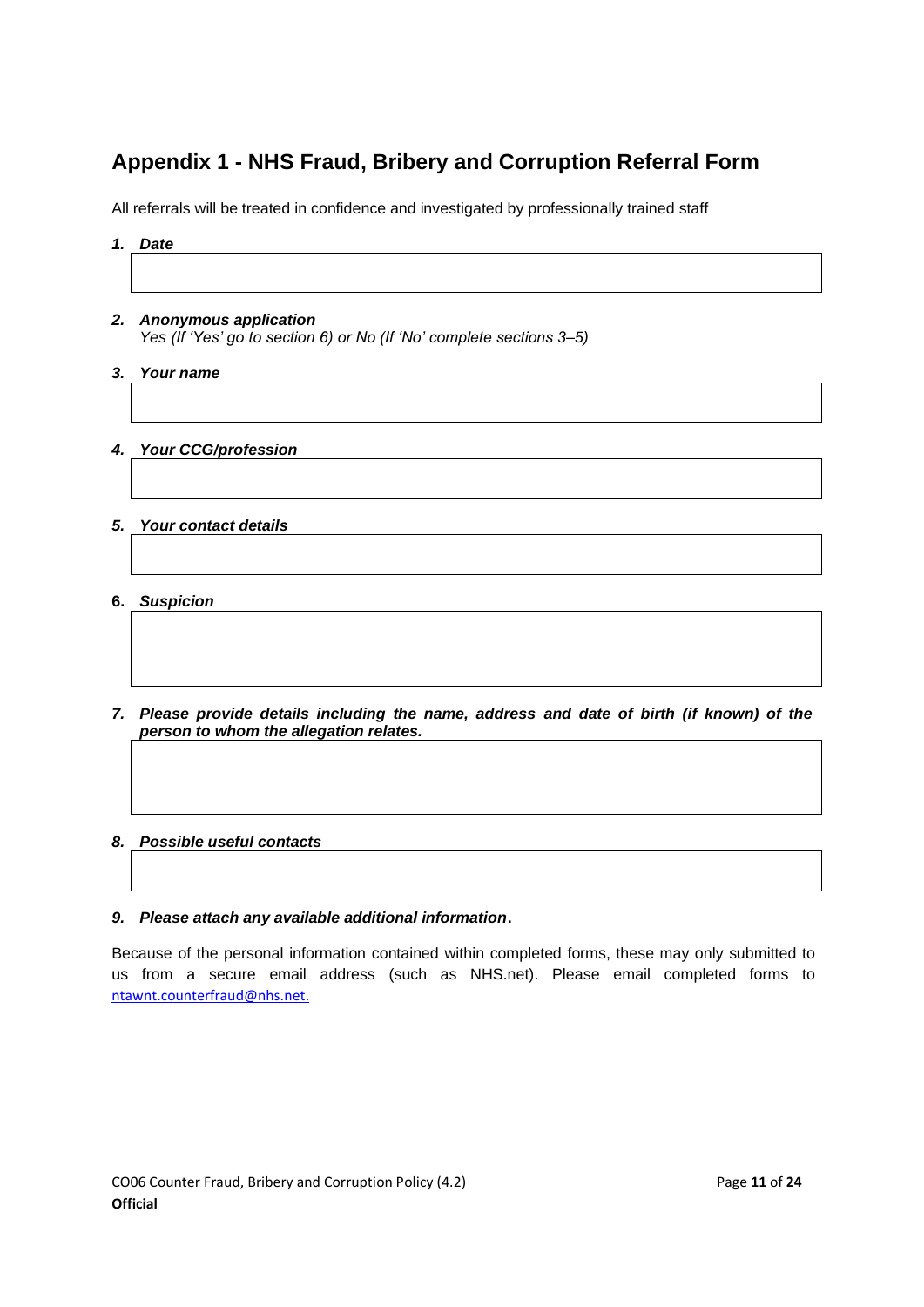## Appendix 1 - NHS Fraud, Bribery and Corruption Referral Form

All referrals will be treated in confidence and investigated by professionally trained staff

1. ***Date***

2. ***Anonymous application***
   *Yes (If 'Yes' go to section 6) or No (If 'No' complete sections 3–5)*

3. ***Your name***

4. ***Your CCG/profession***

5. ***Your contact details***

6. ***Suspicion***

7. ***Please provide details including the name, address and date of birth (if known) of the person to whom the allegation relates.***

8. ***Possible useful contacts***

9. ***Please attach any available additional information*****.**

Because of the personal information contained within completed forms, these may only submitted to us from a secure email address (such as NHS.net). Please email completed forms to ntawnt.counterfraud@nhs.net.

CO06 Counter Fraud, Bribery and Corruption Policy (4.2)
**Official**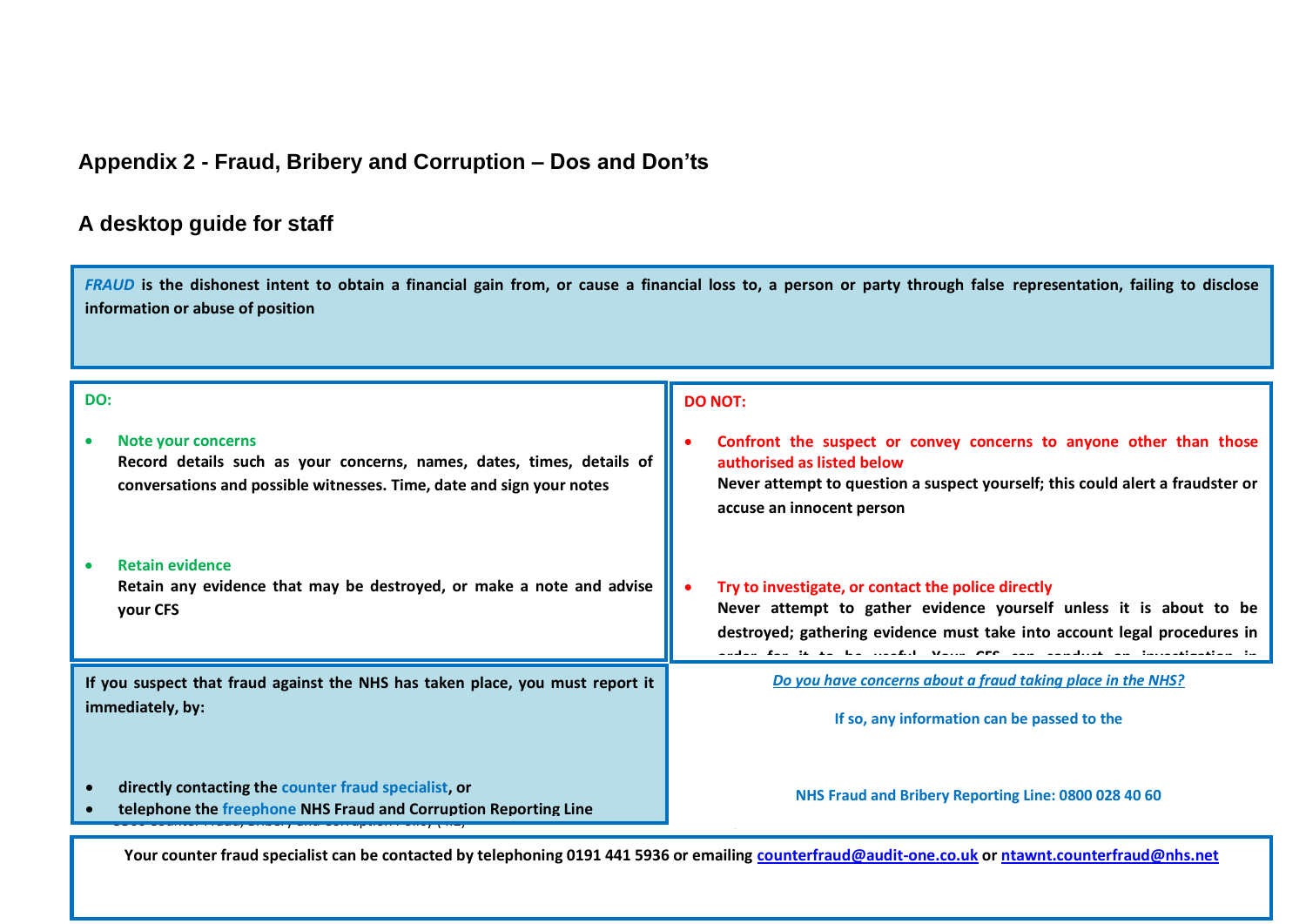## Appendix 2 - Fraud, Bribery and Corruption – Dos and Don'ts

## A desktop guide for staff

***FRAUD*** **is the dishonest intent to obtain a financial gain from, or cause a financial loss to, a person or party through false representation, failing to disclose information or abuse of position**

**DO:**

- **Note your concerns**
  **Record details such as your concerns, names, dates, times, details of conversations and possible witnesses. Time, date and sign your notes**

- **Retain evidence**
  **Retain any evidence that may be destroyed, or make a note and advise your CFS**

**DO NOT:**

- **Confront the suspect or convey concerns to anyone other than those authorised as listed below**
  **Never attempt to question a suspect yourself; this could alert a fraudster or accuse an innocent person**

- **Try to investigate, or contact the police directly**
  **Never attempt to gather evidence yourself unless it is about to be destroyed; gathering evidence must take into account legal procedures in order for it to be useful. Your CFS can conduct an investigation in**

**If you suspect that fraud against the NHS has taken place, you must report it immediately, by:**

- **directly contacting the counter fraud specialist, or**
- **telephone the freephone NHS Fraud and Corruption Reporting Line**

***Do you have concerns about a fraud taking place in the NHS?***

**If so, any information can be passed to the**

**NHS Fraud and Bribery Reporting Line: 0800 028 40 60**

**Your counter fraud specialist can be contacted by telephoning 0191 441 5936 or emailing counterfraud@audit-one.co.uk or ntawnt.counterfraud@nhs.net**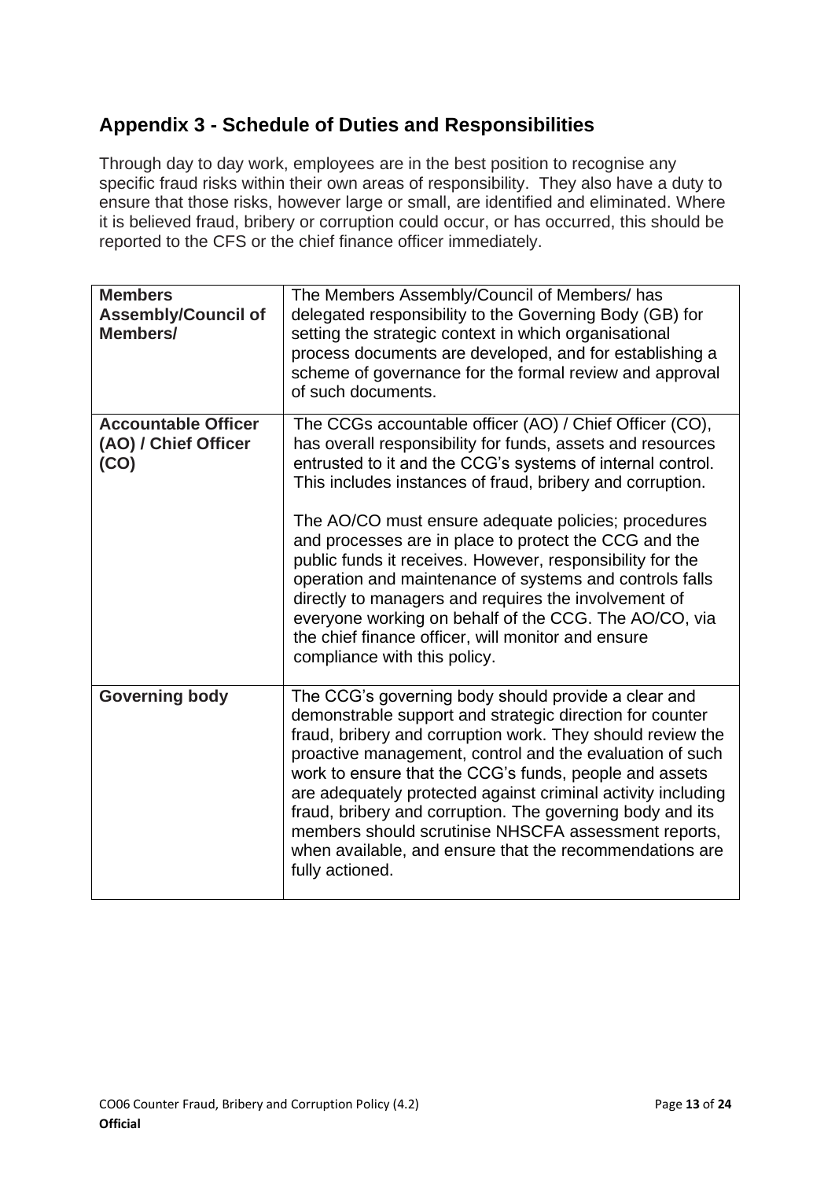## Appendix 3 - Schedule of Duties and Responsibilities

Through day to day work, employees are in the best position to recognise any specific fraud risks within their own areas of responsibility. They also have a duty to ensure that those risks, however large or small, are identified and eliminated. Where it is believed fraud, bribery or corruption could occur, or has occurred, this should be reported to the CFS or the chief finance officer immediately.

| **Members Assembly/Council of Members/** | The Members Assembly/Council of Members/ has delegated responsibility to the Governing Body (GB) for setting the strategic context in which organisational process documents are developed, and for establishing a scheme of governance for the formal review and approval of such documents. |
|---|---|
| **Accountable Officer (AO) / Chief Officer (CO)** | The CCGs accountable officer (AO) / Chief Officer (CO), has overall responsibility for funds, assets and resources entrusted to it and the CCG's systems of internal control. This includes instances of fraud, bribery and corruption.<br><br>The AO/CO must ensure adequate policies; procedures and processes are in place to protect the CCG and the public funds it receives. However, responsibility for the operation and maintenance of systems and controls falls directly to managers and requires the involvement of everyone working on behalf of the CCG. The AO/CO, via the chief finance officer, will monitor and ensure compliance with this policy. |
| **Governing body** | The CCG's governing body should provide a clear and demonstrable support and strategic direction for counter fraud, bribery and corruption work. They should review the proactive management, control and the evaluation of such work to ensure that the CCG's funds, people and assets are adequately protected against criminal activity including fraud, bribery and corruption. The governing body and its members should scrutinise NHSCFA assessment reports, when available, and ensure that the recommendations are fully actioned. |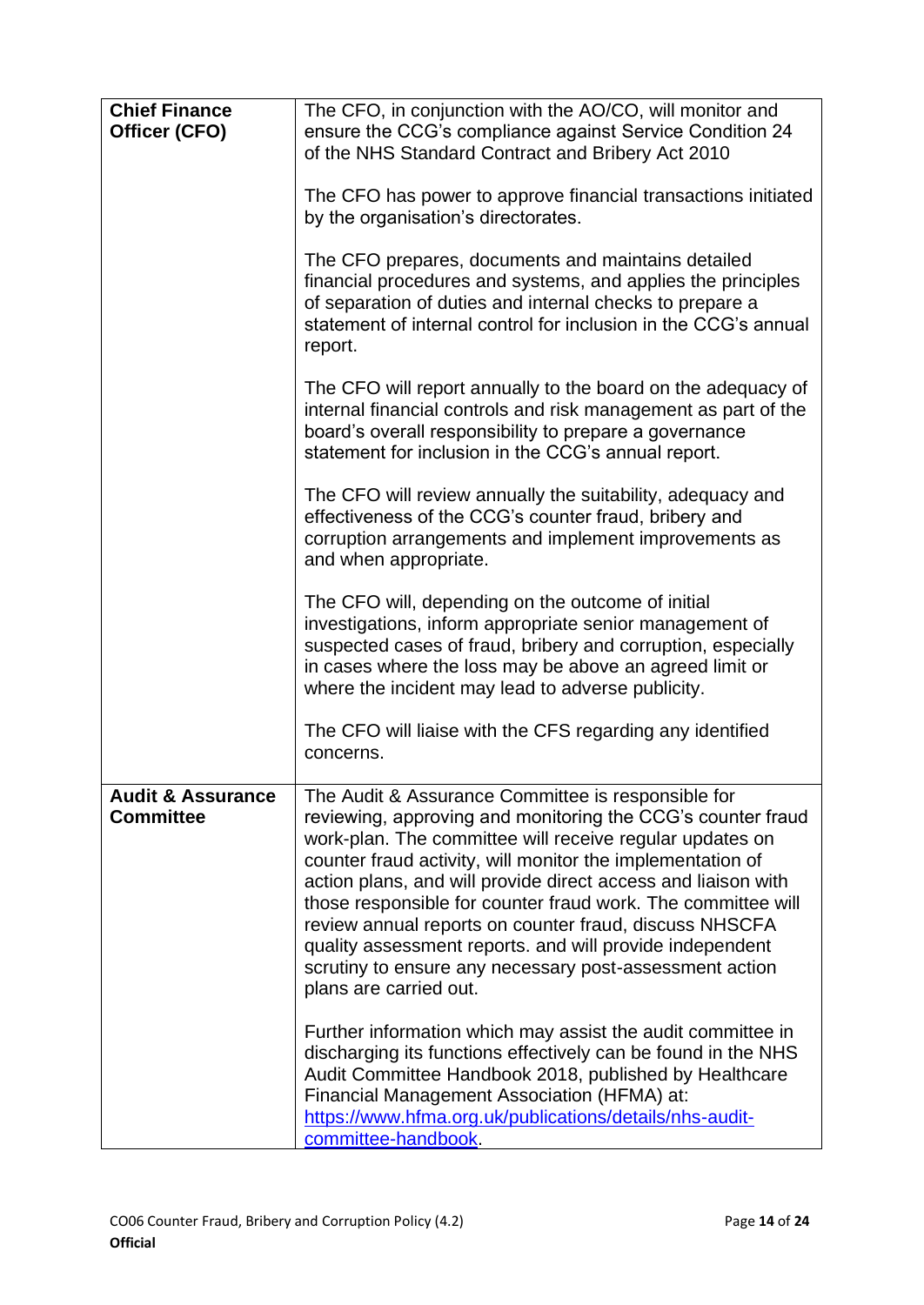| | |
|---|---|
| **Chief Finance Officer (CFO)** | The CFO, in conjunction with the AO/CO, will monitor and ensure the CCG's compliance against Service Condition 24 of the NHS Standard Contract and Bribery Act 2010<br><br>The CFO has power to approve financial transactions initiated by the organisation's directorates.<br><br>The CFO prepares, documents and maintains detailed financial procedures and systems, and applies the principles of separation of duties and internal checks to prepare a statement of internal control for inclusion in the CCG's annual report.<br><br>The CFO will report annually to the board on the adequacy of internal financial controls and risk management as part of the board's overall responsibility to prepare a governance statement for inclusion in the CCG's annual report.<br><br>The CFO will review annually the suitability, adequacy and effectiveness of the CCG's counter fraud, bribery and corruption arrangements and implement improvements as and when appropriate.<br><br>The CFO will, depending on the outcome of initial investigations, inform appropriate senior management of suspected cases of fraud, bribery and corruption, especially in cases where the loss may be above an agreed limit or where the incident may lead to adverse publicity.<br><br>The CFO will liaise with the CFS regarding any identified concerns. |
| **Audit & Assurance Committee** | The Audit & Assurance Committee is responsible for reviewing, approving and monitoring the CCG's counter fraud work-plan. The committee will receive regular updates on counter fraud activity, will monitor the implementation of action plans, and will provide direct access and liaison with those responsible for counter fraud work. The committee will review annual reports on counter fraud, discuss NHSCFA quality assessment reports. and will provide independent scrutiny to ensure any necessary post-assessment action plans are carried out.<br><br>Further information which may assist the audit committee in discharging its functions effectively can be found in the NHS Audit Committee Handbook 2018, published by Healthcare Financial Management Association (HFMA) at: [https://www.hfma.org.uk/publications/details/nhs-audit-committee-handbook](https://www.hfma.org.uk/publications/details/nhs-audit-committee-handbook). |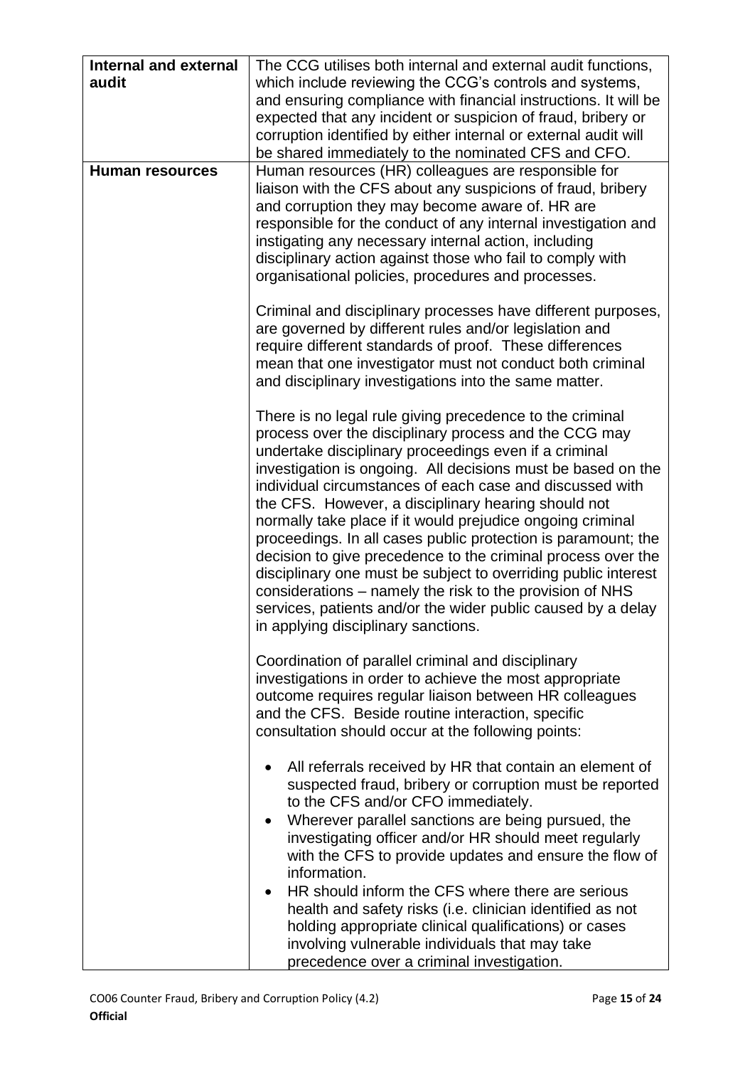| **Internal and external audit** | The CCG utilises both internal and external audit functions, which include reviewing the CCG's controls and systems, and ensuring compliance with financial instructions. It will be expected that any incident or suspicion of fraud, bribery or corruption identified by either internal or external audit will be shared immediately to the nominated CFS and CFO. |
|---|---|
| **Human resources** | Human resources (HR) colleagues are responsible for liaison with the CFS about any suspicions of fraud, bribery and corruption they may become aware of. HR are responsible for the conduct of any internal investigation and instigating any necessary internal action, including disciplinary action against those who fail to comply with organisational policies, procedures and processes.<br><br>Criminal and disciplinary processes have different purposes, are governed by different rules and/or legislation and require different standards of proof. These differences mean that one investigator must not conduct both criminal and disciplinary investigations into the same matter.<br><br>There is no legal rule giving precedence to the criminal process over the disciplinary process and the CCG may undertake disciplinary proceedings even if a criminal investigation is ongoing. All decisions must be based on the individual circumstances of each case and discussed with the CFS. However, a disciplinary hearing should not normally take place if it would prejudice ongoing criminal proceedings. In all cases public protection is paramount; the decision to give precedence to the criminal process over the disciplinary one must be subject to overriding public interest considerations – namely the risk to the provision of NHS services, patients and/or the wider public caused by a delay in applying disciplinary sanctions.<br><br>Coordination of parallel criminal and disciplinary investigations in order to achieve the most appropriate outcome requires regular liaison between HR colleagues and the CFS. Beside routine interaction, specific consultation should occur at the following points:<br><br>• All referrals received by HR that contain an element of suspected fraud, bribery or corruption must be reported to the CFS and/or CFO immediately.<br>• Wherever parallel sanctions are being pursued, the investigating officer and/or HR should meet regularly with the CFS to provide updates and ensure the flow of information.<br>• HR should inform the CFS where there are serious health and safety risks (i.e. clinician identified as not holding appropriate clinical qualifications) or cases involving vulnerable individuals that may take precedence over a criminal investigation. |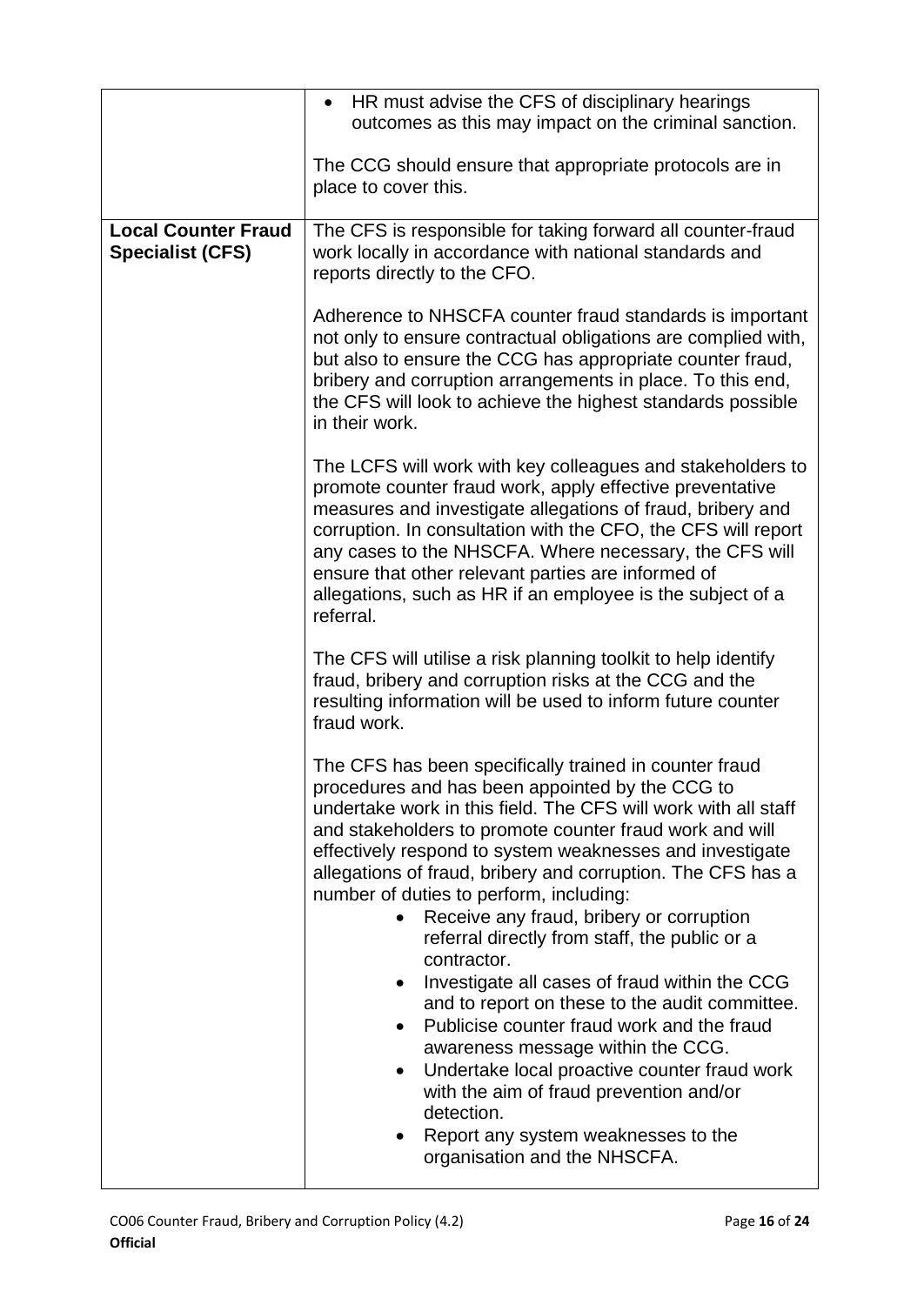| | |
|---|---|
| | • HR must advise the CFS of disciplinary hearings outcomes as this may impact on the criminal sanction.<br><br>The CCG should ensure that appropriate protocols are in place to cover this. |
| **Local Counter Fraud Specialist (CFS)** | The CFS is responsible for taking forward all counter-fraud work locally in accordance with national standards and reports directly to the CFO.<br><br>Adherence to NHSCFA counter fraud standards is important not only to ensure contractual obligations are complied with, but also to ensure the CCG has appropriate counter fraud, bribery and corruption arrangements in place. To this end, the CFS will look to achieve the highest standards possible in their work.<br><br>The LCFS will work with key colleagues and stakeholders to promote counter fraud work, apply effective preventative measures and investigate allegations of fraud, bribery and corruption. In consultation with the CFO, the CFS will report any cases to the NHSCFA. Where necessary, the CFS will ensure that other relevant parties are informed of allegations, such as HR if an employee is the subject of a referral.<br><br>The CFS will utilise a risk planning toolkit to help identify fraud, bribery and corruption risks at the CCG and the resulting information will be used to inform future counter fraud work.<br><br>The CFS has been specifically trained in counter fraud procedures and has been appointed by the CCG to undertake work in this field. The CFS will work with all staff and stakeholders to promote counter fraud work and will effectively respond to system weaknesses and investigate allegations of fraud, bribery and corruption. The CFS has a number of duties to perform, including:<br>• Receive any fraud, bribery or corruption referral directly from staff, the public or a contractor.<br>• Investigate all cases of fraud within the CCG and to report on these to the audit committee.<br>• Publicise counter fraud work and the fraud awareness message within the CCG.<br>• Undertake local proactive counter fraud work with the aim of fraud prevention and/or detection.<br>• Report any system weaknesses to the organisation and the NHSCFA. |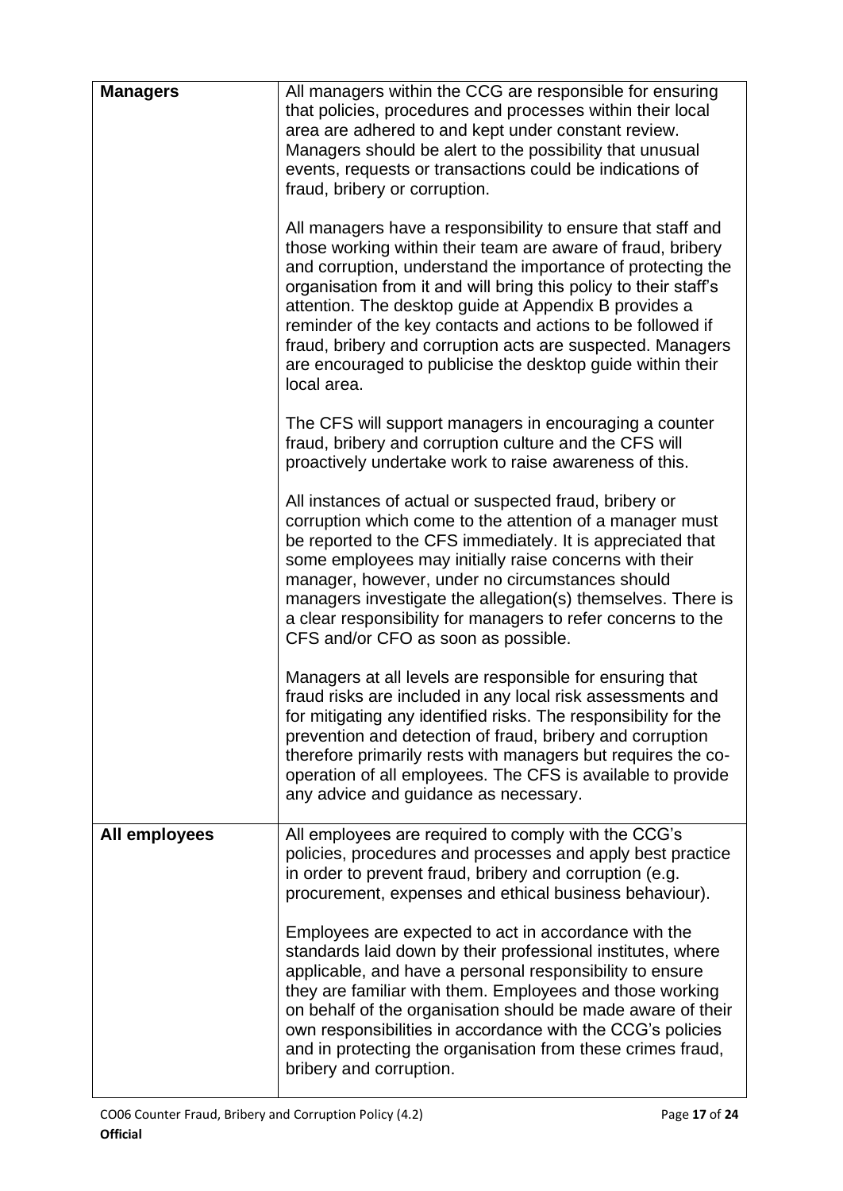| | |
|---|---|
| **Managers** | All managers within the CCG are responsible for ensuring that policies, procedures and processes within their local area are adhered to and kept under constant review. Managers should be alert to the possibility that unusual events, requests or transactions could be indications of fraud, bribery or corruption.<br><br>All managers have a responsibility to ensure that staff and those working within their team are aware of fraud, bribery and corruption, understand the importance of protecting the organisation from it and will bring this policy to their staff's attention. The desktop guide at Appendix B provides a reminder of the key contacts and actions to be followed if fraud, bribery and corruption acts are suspected. Managers are encouraged to publicise the desktop guide within their local area.<br><br>The CFS will support managers in encouraging a counter fraud, bribery and corruption culture and the CFS will proactively undertake work to raise awareness of this.<br><br>All instances of actual or suspected fraud, bribery or corruption which come to the attention of a manager must be reported to the CFS immediately. It is appreciated that some employees may initially raise concerns with their manager, however, under no circumstances should managers investigate the allegation(s) themselves. There is a clear responsibility for managers to refer concerns to the CFS and/or CFO as soon as possible.<br><br>Managers at all levels are responsible for ensuring that fraud risks are included in any local risk assessments and for mitigating any identified risks. The responsibility for the prevention and detection of fraud, bribery and corruption therefore primarily rests with managers but requires the co-operation of all employees. The CFS is available to provide any advice and guidance as necessary. |
| **All employees** | All employees are required to comply with the CCG's policies, procedures and processes and apply best practice in order to prevent fraud, bribery and corruption (e.g. procurement, expenses and ethical business behaviour).<br><br>Employees are expected to act in accordance with the standards laid down by their professional institutes, where applicable, and have a personal responsibility to ensure they are familiar with them. Employees and those working on behalf of the organisation should be made aware of their own responsibilities in accordance with the CCG's policies and in protecting the organisation from these crimes fraud, bribery and corruption. |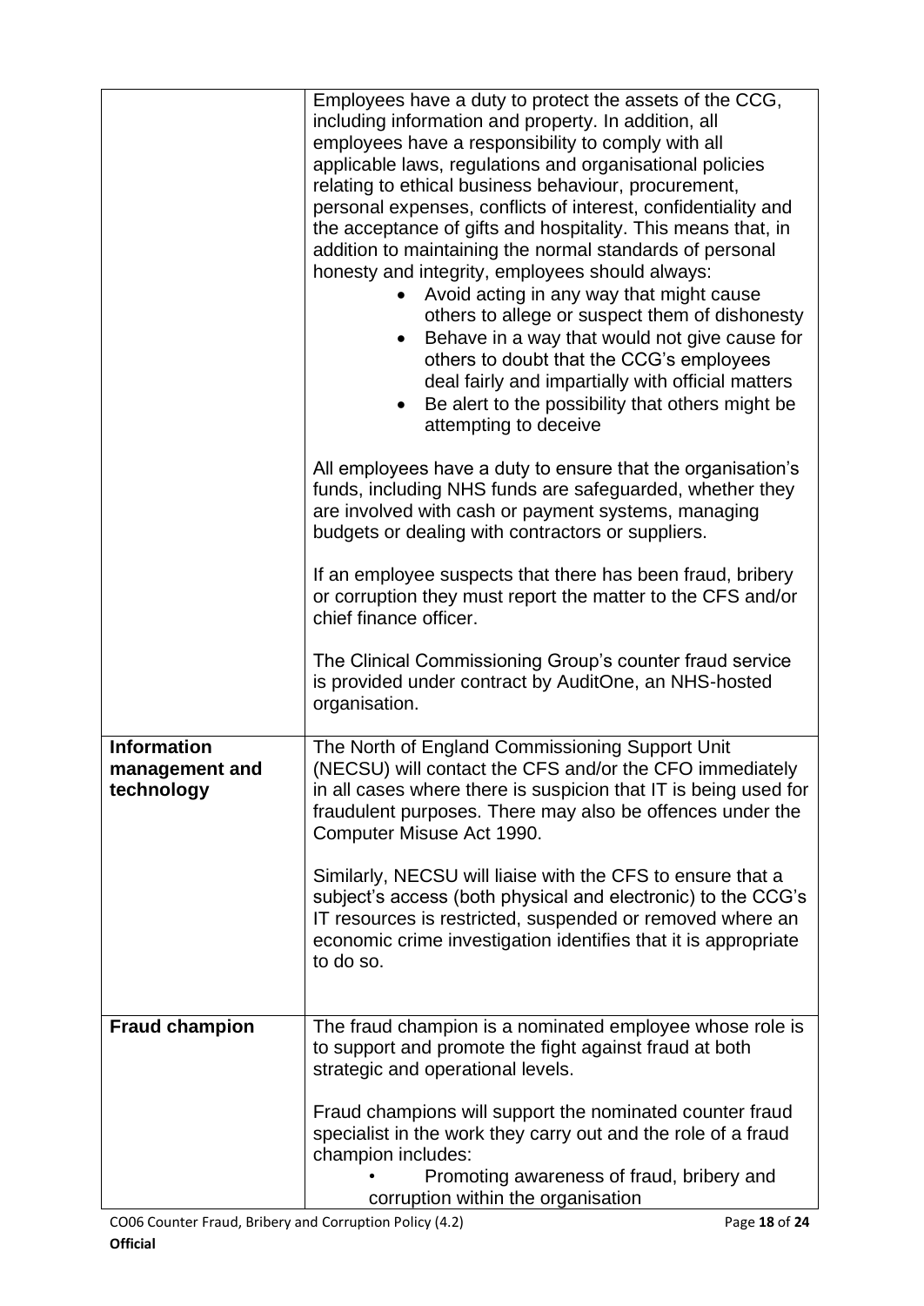| | |
|---|---|
| | Employees have a duty to protect the assets of the CCG, including information and property. In addition, all employees have a responsibility to comply with all applicable laws, regulations and organisational policies relating to ethical business behaviour, procurement, personal expenses, conflicts of interest, confidentiality and the acceptance of gifts and hospitality. This means that, in addition to maintaining the normal standards of personal honesty and integrity, employees should always:<br>• Avoid acting in any way that might cause others to allege or suspect them of dishonesty<br>• Behave in a way that would not give cause for others to doubt that the CCG's employees deal fairly and impartially with official matters<br>• Be alert to the possibility that others might be attempting to deceive<br><br>All employees have a duty to ensure that the organisation's funds, including NHS funds are safeguarded, whether they are involved with cash or payment systems, managing budgets or dealing with contractors or suppliers.<br><br>If an employee suspects that there has been fraud, bribery or corruption they must report the matter to the CFS and/or chief finance officer.<br><br>The Clinical Commissioning Group's counter fraud service is provided under contract by AuditOne, an NHS-hosted organisation. |
| **Information management and technology** | The North of England Commissioning Support Unit (NECSU) will contact the CFS and/or the CFO immediately in all cases where there is suspicion that IT is being used for fraudulent purposes. There may also be offences under the Computer Misuse Act 1990.<br><br>Similarly, NECSU will liaise with the CFS to ensure that a subject's access (both physical and electronic) to the CCG's IT resources is restricted, suspended or removed where an economic crime investigation identifies that it is appropriate to do so. |
| **Fraud champion** | The fraud champion is a nominated employee whose role is to support and promote the fight against fraud at both strategic and operational levels.<br><br>Fraud champions will support the nominated counter fraud specialist in the work they carry out and the role of a fraud champion includes:<br>• Promoting awareness of fraud, bribery and corruption within the organisation |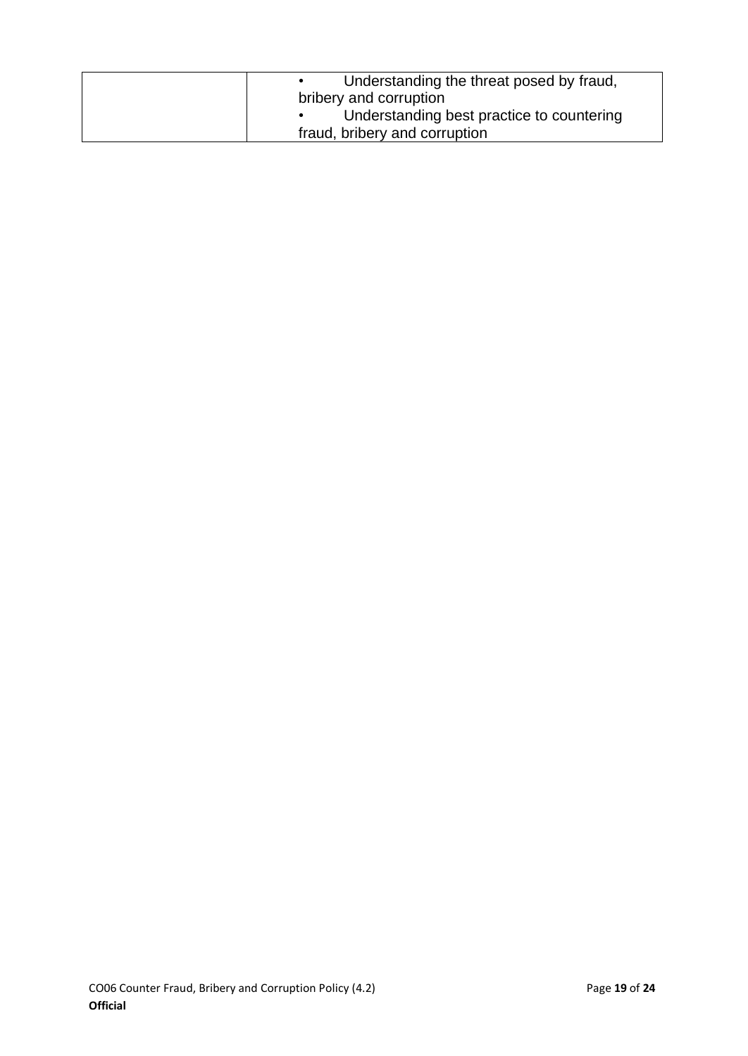| | |
|---|---|
| | • Understanding the threat posed by fraud, bribery and corruption<br>• Understanding best practice to countering fraud, bribery and corruption |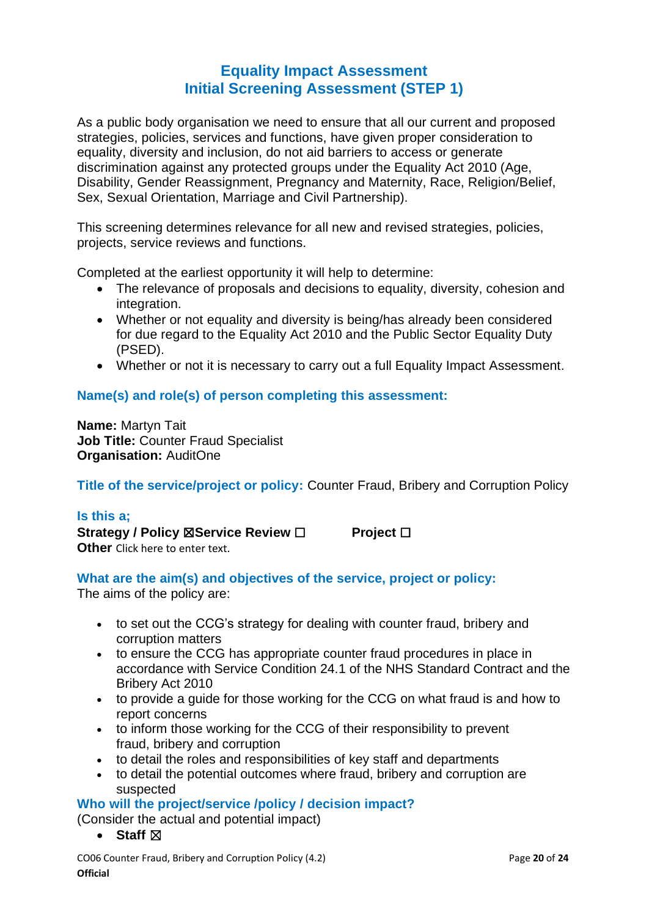## Equality Impact Assessment
## Initial Screening Assessment (STEP 1)

As a public body organisation we need to ensure that all our current and proposed strategies, policies, services and functions, have given proper consideration to equality, diversity and inclusion, do not aid barriers to access or generate discrimination against any protected groups under the Equality Act 2010 (Age, Disability, Gender Reassignment, Pregnancy and Maternity, Race, Religion/Belief, Sex, Sexual Orientation, Marriage and Civil Partnership).

This screening determines relevance for all new and revised strategies, policies, projects, service reviews and functions.

Completed at the earliest opportunity it will help to determine:

- The relevance of proposals and decisions to equality, diversity, cohesion and integration.
- Whether or not equality and diversity is being/has already been considered for due regard to the Equality Act 2010 and the Public Sector Equality Duty (PSED).
- Whether or not it is necessary to carry out a full Equality Impact Assessment.

### Name(s) and role(s) of person completing this assessment:

**Name:** Martyn Tait
**Job Title:** Counter Fraud Specialist
**Organisation:** AuditOne

**Title of the service/project or policy:** Counter Fraud, Bribery and Corruption Policy

### Is this a;

**Strategy / Policy** ☒ **Service Review** ☐ **Project** ☐
**Other** Click here to enter text.

### What are the aim(s) and objectives of the service, project or policy:

The aims of the policy are:

- to set out the CCG's strategy for dealing with counter fraud, bribery and corruption matters
- to ensure the CCG has appropriate counter fraud procedures in place in accordance with Service Condition 24.1 of the NHS Standard Contract and the Bribery Act 2010
- to provide a guide for those working for the CCG on what fraud is and how to report concerns
- to inform those working for the CCG of their responsibility to prevent fraud, bribery and corruption
- to detail the roles and responsibilities of key staff and departments
- to detail the potential outcomes where fraud, bribery and corruption are suspected

### Who will the project/service /policy / decision impact?

(Consider the actual and potential impact)

- **Staff** ☒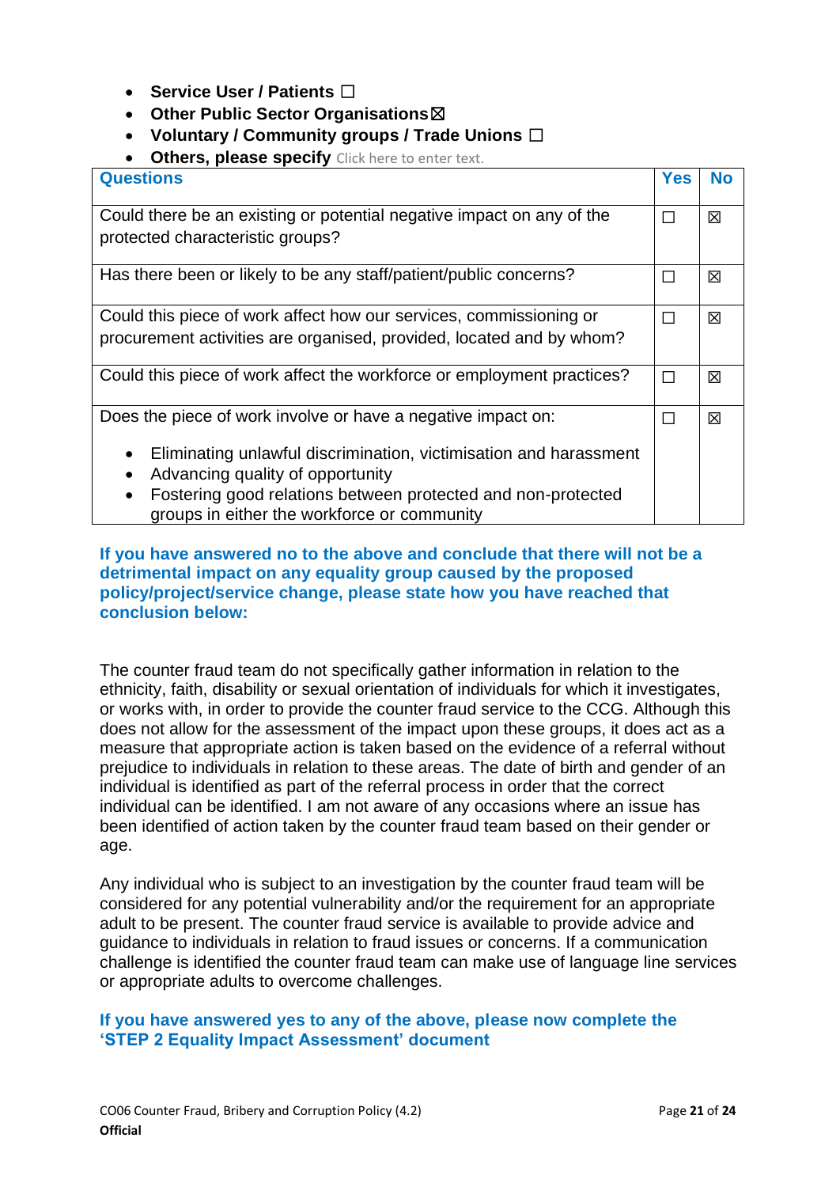- **Service User / Patients** ☐
- **Other Public Sector Organisations** ☒
- **Voluntary / Community groups / Trade Unions** ☐
- **Others, please specify** Click here to enter text.

| Questions | Yes | No |
|---|---|---|
| Could there be an existing or potential negative impact on any of the protected characteristic groups? | ☐ | ☒ |
| Has there been or likely to be any staff/patient/public concerns? | ☐ | ☒ |
| Could this piece of work affect how our services, commissioning or procurement activities are organised, provided, located and by whom? | ☐ | ☒ |
| Could this piece of work affect the workforce or employment practices? | ☐ | ☒ |
| Does the piece of work involve or have a negative impact on:<br>• Eliminating unlawful discrimination, victimisation and harassment<br>• Advancing quality of opportunity<br>• Fostering good relations between protected and non-protected groups in either the workforce or community | ☐ | ☒ |

**If you have answered no to the above and conclude that there will not be a detrimental impact on any equality group caused by the proposed policy/project/service change, please state how you have reached that conclusion below:**

The counter fraud team do not specifically gather information in relation to the ethnicity, faith, disability or sexual orientation of individuals for which it investigates, or works with, in order to provide the counter fraud service to the CCG. Although this does not allow for the assessment of the impact upon these groups, it does act as a measure that appropriate action is taken based on the evidence of a referral without prejudice to individuals in relation to these areas. The date of birth and gender of an individual is identified as part of the referral process in order that the correct individual can be identified. I am not aware of any occasions where an issue has been identified of action taken by the counter fraud team based on their gender or age.

Any individual who is subject to an investigation by the counter fraud team will be considered for any potential vulnerability and/or the requirement for an appropriate adult to be present. The counter fraud service is available to provide advice and guidance to individuals in relation to fraud issues or concerns. If a communication challenge is identified the counter fraud team can make use of language line services or appropriate adults to overcome challenges.

**If you have answered yes to any of the above, please now complete the 'STEP 2 Equality Impact Assessment' document**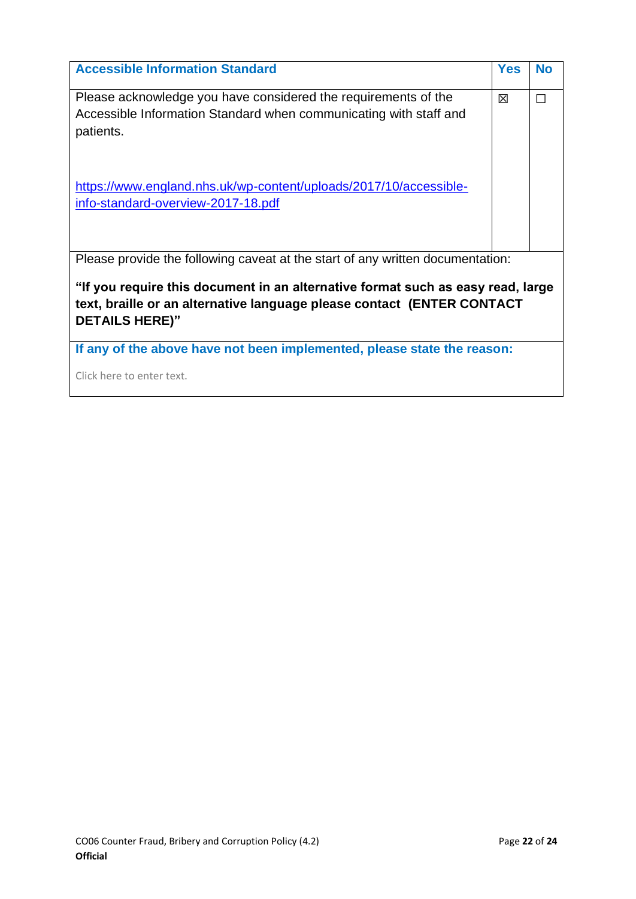| Accessible Information Standard | Yes | No |
| --- | --- | --- |
| Please acknowledge you have considered the requirements of the Accessible Information Standard when communicating with staff and patients.<br><br>https://www.england.nhs.uk/wp-content/uploads/2017/10/accessible-info-standard-overview-2017-18.pdf | ☒ | ☐ |
| Please provide the following caveat at the start of any written documentation:<br><br>**"If you require this document in an alternative format such as easy read, large text, braille or an alternative language please contact (ENTER CONTACT DETAILS HERE)"** | | |
| **If any of the above have not been implemented, please state the reason:**<br><br>Click here to enter text. | | |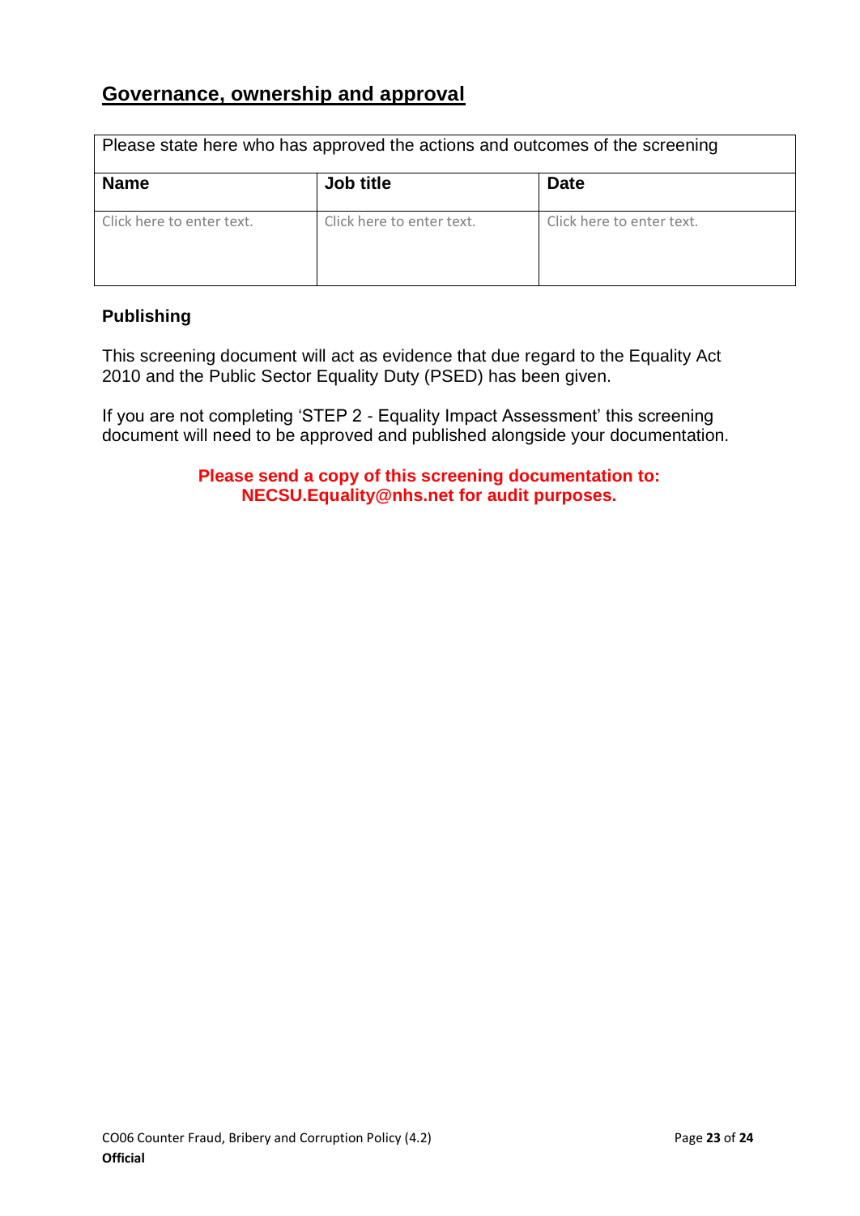## Governance, ownership and approval

| Please state here who has approved the actions and outcomes of the screening | | |
|---|---|---|
| **Name** | **Job title** | **Date** |
| Click here to enter text. | Click here to enter text. | Click here to enter text. |

### Publishing

This screening document will act as evidence that due regard to the Equality Act 2010 and the Public Sector Equality Duty (PSED) has been given.

If you are not completing 'STEP 2 - Equality Impact Assessment' this screening document will need to be approved and published alongside your documentation.

**Please send a copy of this screening documentation to: NECSU.Equality@nhs.net for audit purposes.**